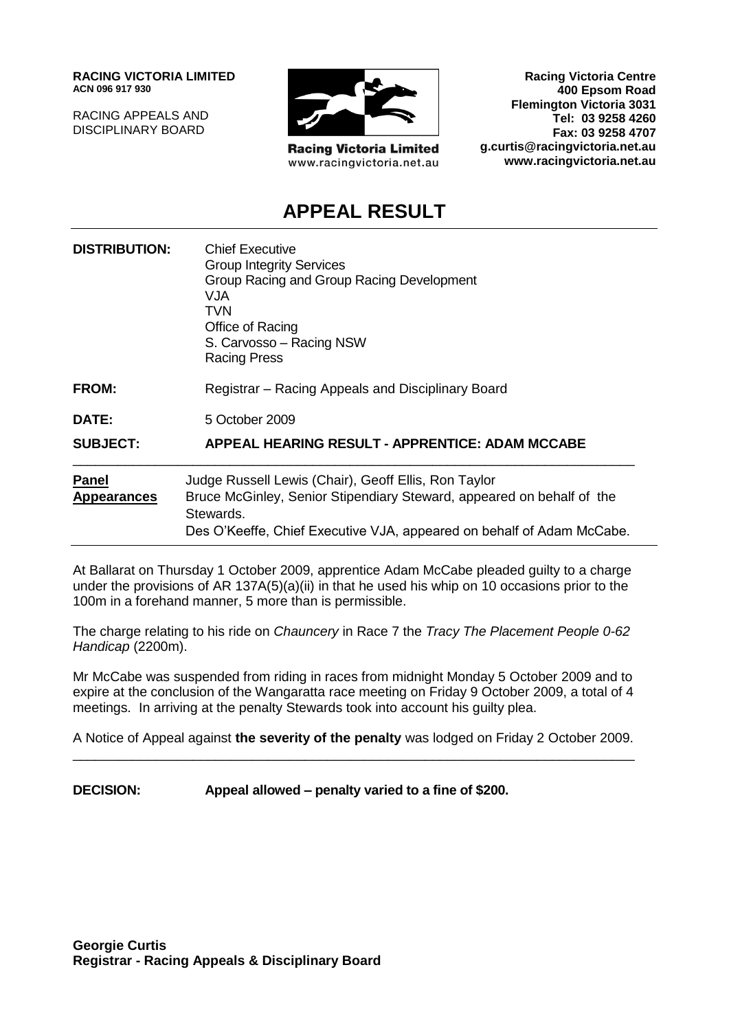**RACING VICTORIA LIMITED**
**ACN 096 917 930**

RACING APPEALS AND DISCIPLINARY BOARD

**Racing Victoria Limited**
www.racingvictoria.net.au

**Racing Victoria Centre**
**400 Epsom Road**
**Flemington Victoria 3031**
**Tel: 03 9258 4260**
**Fax: 03 9258 4707**
**g.curtis@racingvictoria.net.au**
**www.racingvictoria.net.au**

# APPEAL RESULT

| | |
|---|---|
| **DISTRIBUTION:** | Chief Executive<br>Group Integrity Services<br>Group Racing and Group Racing Development<br>VJA<br>TVN<br>Office of Racing<br>S. Carvosso – Racing NSW<br>Racing Press |
| **FROM:** | Registrar – Racing Appeals and Disciplinary Board |
| **DATE:** | 5 October 2009 |
| **SUBJECT:** | **APPEAL HEARING RESULT - APPRENTICE: ADAM MCCABE** |

| | |
|---|---|
| **Panel** | Judge Russell Lewis (Chair), Geoff Ellis, Ron Taylor |
| **Appearances** | Bruce McGinley, Senior Stipendiary Steward, appeared on behalf of the Stewards.<br>Des O'Keeffe, Chief Executive VJA, appeared on behalf of Adam McCabe. |

At Ballarat on Thursday 1 October 2009, apprentice Adam McCabe pleaded guilty to a charge under the provisions of AR 137A(5)(a)(ii) in that he used his whip on 10 occasions prior to the 100m in a forehand manner, 5 more than is permissible.

The charge relating to his ride on *Chauncery* in Race 7 the *Tracy The Placement People 0-62 Handicap* (2200m).

Mr McCabe was suspended from riding in races from midnight Monday 5 October 2009 and to expire at the conclusion of the Wangaratta race meeting on Friday 9 October 2009, a total of 4 meetings. In arriving at the penalty Stewards took into account his guilty plea.

A Notice of Appeal against **the severity of the penalty** was lodged on Friday 2 October 2009.

---

**DECISION: Appeal allowed – penalty varied to a fine of $200.**

**Georgie Curtis**
**Registrar - Racing Appeals & Disciplinary Board**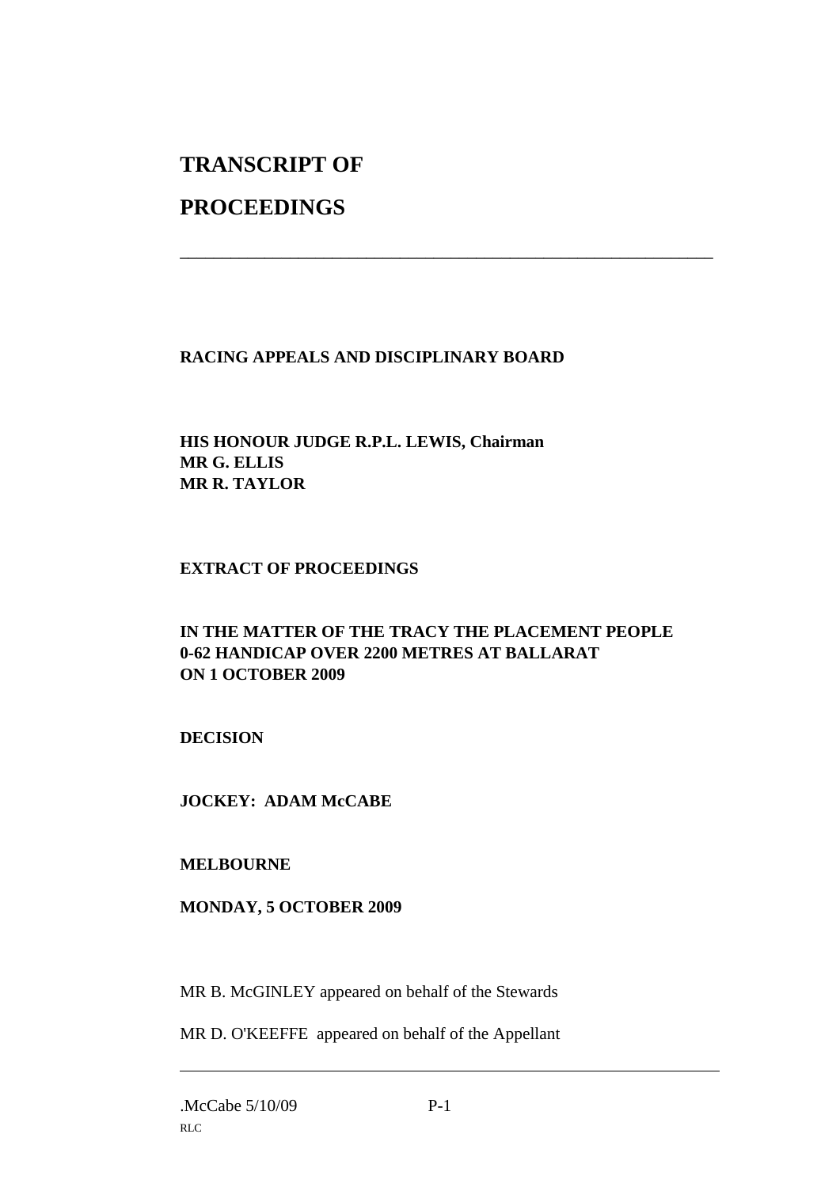# TRANSCRIPT OF

# PROCEEDINGS

---

**RACING APPEALS AND DISCIPLINARY BOARD**

**HIS HONOUR JUDGE R.P.L. LEWIS, Chairman**
**MR G. ELLIS**
**MR R. TAYLOR**

**EXTRACT OF PROCEEDINGS**

**IN THE MATTER OF THE TRACY THE PLACEMENT PEOPLE 0-62 HANDICAP OVER 2200 METRES AT BALLARAT ON 1 OCTOBER 2009**

**DECISION**

**JOCKEY: ADAM McCABE**

**MELBOURNE**

**MONDAY, 5 OCTOBER 2009**

MR B. McGINLEY appeared on behalf of the Stewards

MR D. O'KEEFFE appeared on behalf of the Appellant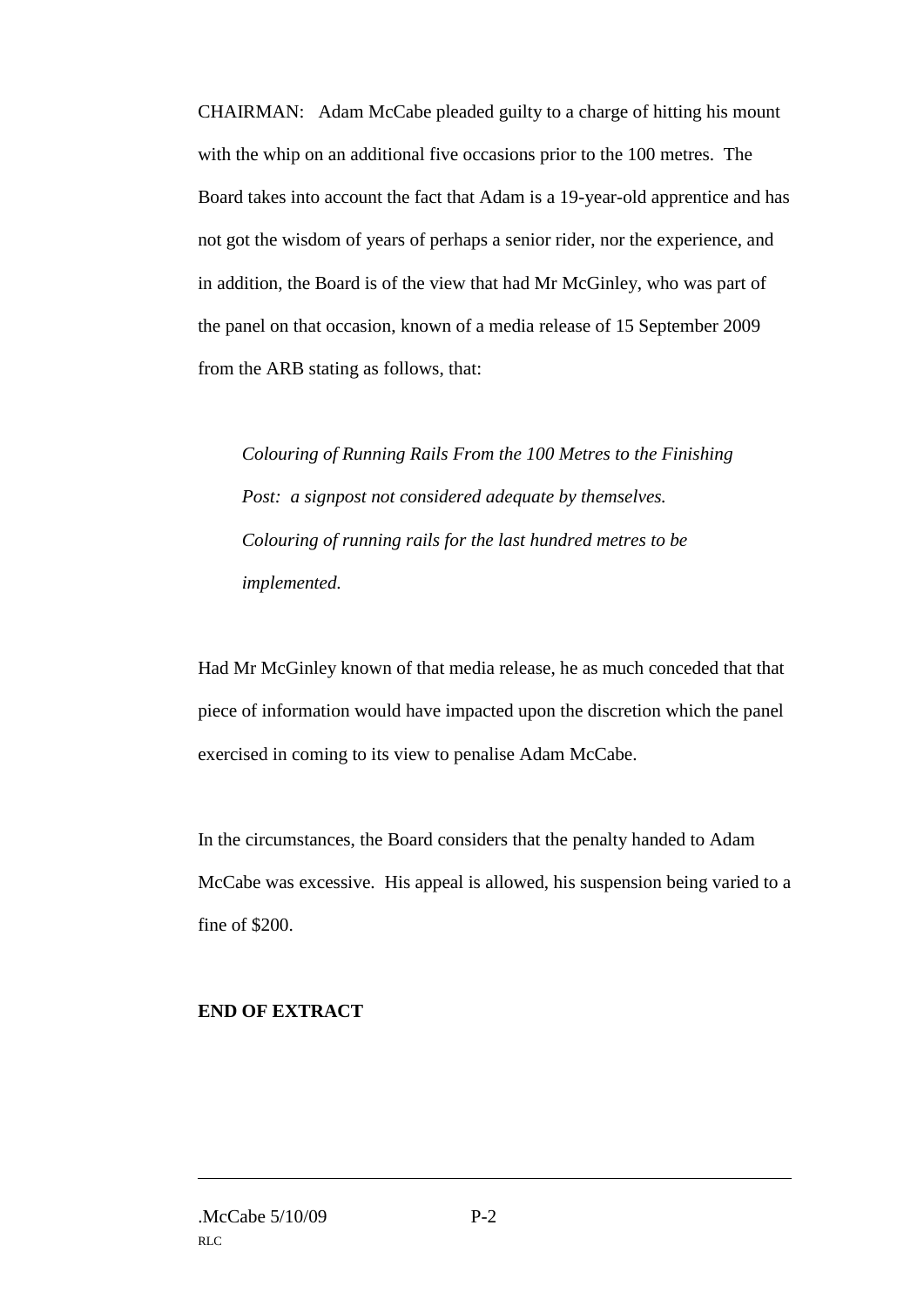CHAIRMAN: Adam McCabe pleaded guilty to a charge of hitting his mount with the whip on an additional five occasions prior to the 100 metres. The Board takes into account the fact that Adam is a 19-year-old apprentice and has not got the wisdom of years of perhaps a senior rider, nor the experience, and in addition, the Board is of the view that had Mr McGinley, who was part of the panel on that occasion, known of a media release of 15 September 2009 from the ARB stating as follows, that:

> *Colouring of Running Rails From the 100 Metres to the Finishing Post: a signpost not considered adequate by themselves. Colouring of running rails for the last hundred metres to be implemented.*

Had Mr McGinley known of that media release, he as much conceded that that piece of information would have impacted upon the discretion which the panel exercised in coming to its view to penalise Adam McCabe.

In the circumstances, the Board considers that the penalty handed to Adam McCabe was excessive. His appeal is allowed, his suspension being varied to a fine of $200.

**END OF EXTRACT**